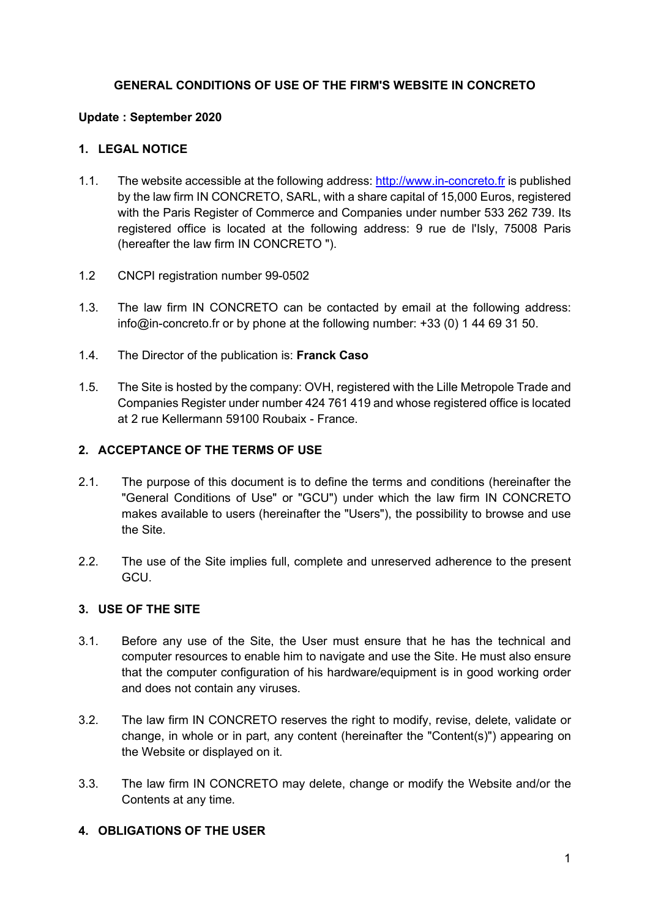# GENERAL CONDITIONS OF USE OF THE FIRM'S WEBSITE IN CONCRETO

**Update : September 2020**

## 1. LEGAL NOTICE

1.1. The website accessible at the following address: http://www.in-concreto.fr is published by the law firm IN CONCRETO, SARL, with a share capital of 15,000 Euros, registered with the Paris Register of Commerce and Companies under number 533 262 739. Its registered office is located at the following address: 9 rue de l'Isly, 75008 Paris (hereafter the law firm IN CONCRETO ").

1.2 CNCPI registration number 99-0502

1.3. The law firm IN CONCRETO can be contacted by email at the following address: info@in-concreto.fr or by phone at the following number: +33 (0) 1 44 69 31 50.

1.4. The Director of the publication is: **Franck Caso**

1.5. The Site is hosted by the company: OVH, registered with the Lille Metropole Trade and Companies Register under number 424 761 419 and whose registered office is located at 2 rue Kellermann 59100 Roubaix - France.

## 2. ACCEPTANCE OF THE TERMS OF USE

2.1. The purpose of this document is to define the terms and conditions (hereinafter the "General Conditions of Use" or "GCU") under which the law firm IN CONCRETO makes available to users (hereinafter the "Users"), the possibility to browse and use the Site.

2.2. The use of the Site implies full, complete and unreserved adherence to the present GCU.

## 3. USE OF THE SITE

3.1. Before any use of the Site, the User must ensure that he has the technical and computer resources to enable him to navigate and use the Site. He must also ensure that the computer configuration of his hardware/equipment is in good working order and does not contain any viruses.

3.2. The law firm IN CONCRETO reserves the right to modify, revise, delete, validate or change, in whole or in part, any content (hereinafter the "Content(s)") appearing on the Website or displayed on it.

3.3. The law firm IN CONCRETO may delete, change or modify the Website and/or the Contents at any time.

## 4. OBLIGATIONS OF THE USER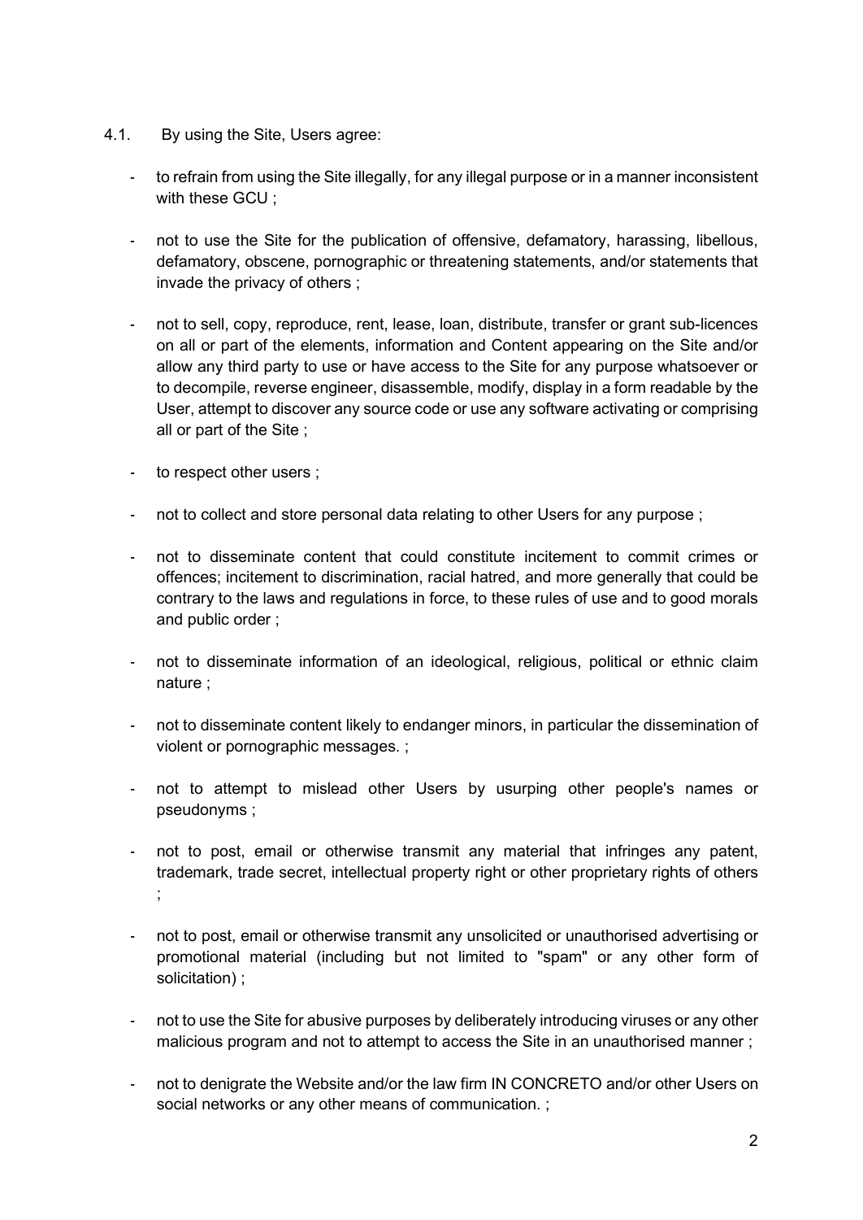4.1. By using the Site, Users agree:

- to refrain from using the Site illegally, for any illegal purpose or in a manner inconsistent with these GCU ;
- not to use the Site for the publication of offensive, defamatory, harassing, libellous, defamatory, obscene, pornographic or threatening statements, and/or statements that invade the privacy of others ;
- not to sell, copy, reproduce, rent, lease, loan, distribute, transfer or grant sub-licences on all or part of the elements, information and Content appearing on the Site and/or allow any third party to use or have access to the Site for any purpose whatsoever or to decompile, reverse engineer, disassemble, modify, display in a form readable by the User, attempt to discover any source code or use any software activating or comprising all or part of the Site ;
- to respect other users ;
- not to collect and store personal data relating to other Users for any purpose ;
- not to disseminate content that could constitute incitement to commit crimes or offences; incitement to discrimination, racial hatred, and more generally that could be contrary to the laws and regulations in force, to these rules of use and to good morals and public order ;
- not to disseminate information of an ideological, religious, political or ethnic claim nature ;
- not to disseminate content likely to endanger minors, in particular the dissemination of violent or pornographic messages. ;
- not to attempt to mislead other Users by usurping other people's names or pseudonyms ;
- not to post, email or otherwise transmit any material that infringes any patent, trademark, trade secret, intellectual property right or other proprietary rights of others ;
- not to post, email or otherwise transmit any unsolicited or unauthorised advertising or promotional material (including but not limited to "spam" or any other form of solicitation) ;
- not to use the Site for abusive purposes by deliberately introducing viruses or any other malicious program and not to attempt to access the Site in an unauthorised manner ;
- not to denigrate the Website and/or the law firm IN CONCRETO and/or other Users on social networks or any other means of communication. ;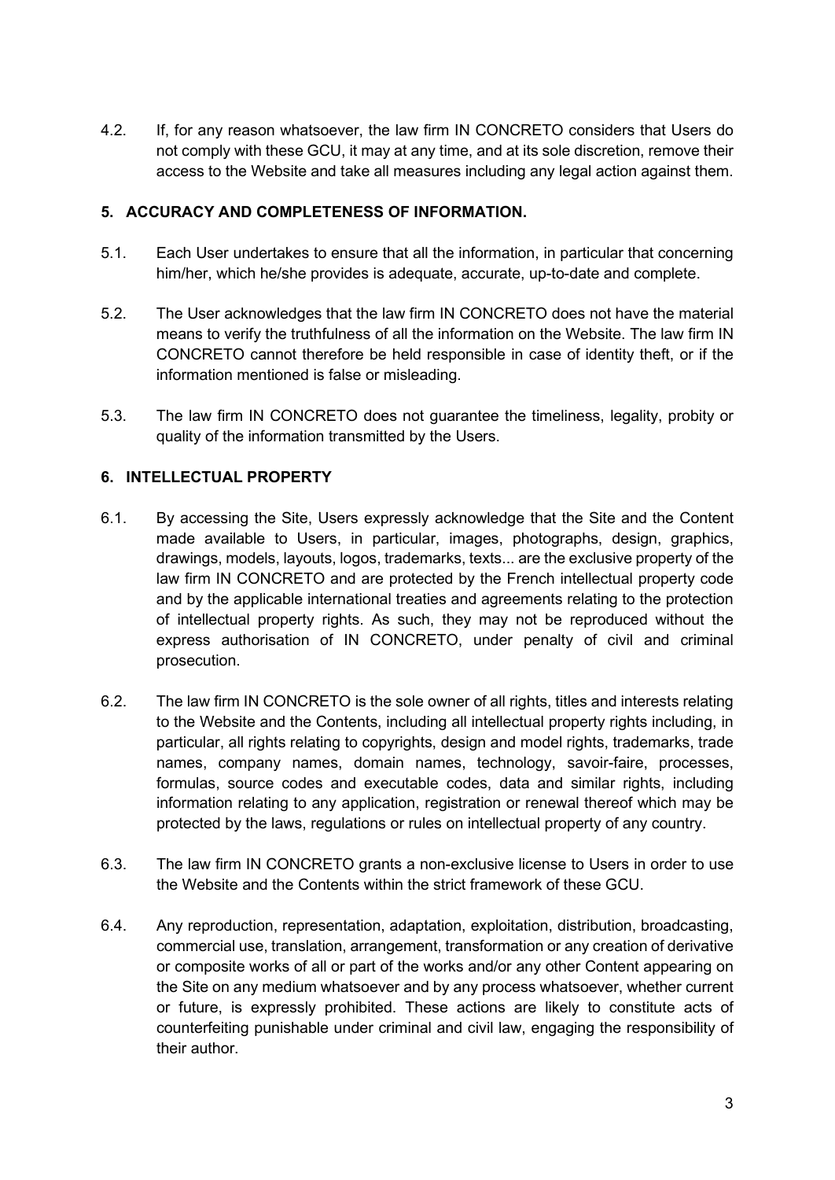4.2. If, for any reason whatsoever, the law firm IN CONCRETO considers that Users do not comply with these GCU, it may at any time, and at its sole discretion, remove their access to the Website and take all measures including any legal action against them.

## 5. ACCURACY AND COMPLETENESS OF INFORMATION.

5.1. Each User undertakes to ensure that all the information, in particular that concerning him/her, which he/she provides is adequate, accurate, up-to-date and complete.

5.2. The User acknowledges that the law firm IN CONCRETO does not have the material means to verify the truthfulness of all the information on the Website. The law firm IN CONCRETO cannot therefore be held responsible in case of identity theft, or if the information mentioned is false or misleading.

5.3. The law firm IN CONCRETO does not guarantee the timeliness, legality, probity or quality of the information transmitted by the Users.

## 6. INTELLECTUAL PROPERTY

6.1. By accessing the Site, Users expressly acknowledge that the Site and the Content made available to Users, in particular, images, photographs, design, graphics, drawings, models, layouts, logos, trademarks, texts... are the exclusive property of the law firm IN CONCRETO and are protected by the French intellectual property code and by the applicable international treaties and agreements relating to the protection of intellectual property rights. As such, they may not be reproduced without the express authorisation of IN CONCRETO, under penalty of civil and criminal prosecution.

6.2. The law firm IN CONCRETO is the sole owner of all rights, titles and interests relating to the Website and the Contents, including all intellectual property rights including, in particular, all rights relating to copyrights, design and model rights, trademarks, trade names, company names, domain names, technology, savoir-faire, processes, formulas, source codes and executable codes, data and similar rights, including information relating to any application, registration or renewal thereof which may be protected by the laws, regulations or rules on intellectual property of any country.

6.3. The law firm IN CONCRETO grants a non-exclusive license to Users in order to use the Website and the Contents within the strict framework of these GCU.

6.4. Any reproduction, representation, adaptation, exploitation, distribution, broadcasting, commercial use, translation, arrangement, transformation or any creation of derivative or composite works of all or part of the works and/or any other Content appearing on the Site on any medium whatsoever and by any process whatsoever, whether current or future, is expressly prohibited. These actions are likely to constitute acts of counterfeiting punishable under criminal and civil law, engaging the responsibility of their author.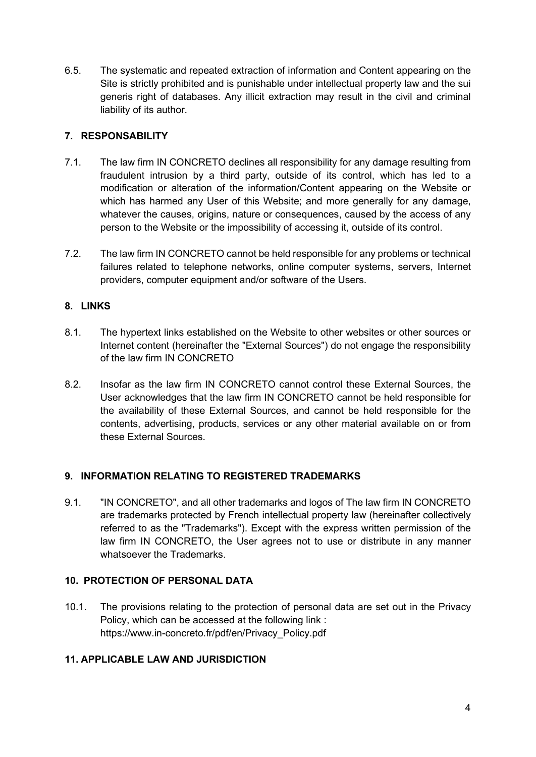6.5. The systematic and repeated extraction of information and Content appearing on the Site is strictly prohibited and is punishable under intellectual property law and the sui generis right of databases. Any illicit extraction may result in the civil and criminal liability of its author.

## 7. RESPONSABILITY

7.1. The law firm IN CONCRETO declines all responsibility for any damage resulting from fraudulent intrusion by a third party, outside of its control, which has led to a modification or alteration of the information/Content appearing on the Website or which has harmed any User of this Website; and more generally for any damage, whatever the causes, origins, nature or consequences, caused by the access of any person to the Website or the impossibility of accessing it, outside of its control.

7.2. The law firm IN CONCRETO cannot be held responsible for any problems or technical failures related to telephone networks, online computer systems, servers, Internet providers, computer equipment and/or software of the Users.

## 8. LINKS

8.1. The hypertext links established on the Website to other websites or other sources or Internet content (hereinafter the "External Sources") do not engage the responsibility of the law firm IN CONCRETO

8.2. Insofar as the law firm IN CONCRETO cannot control these External Sources, the User acknowledges that the law firm IN CONCRETO cannot be held responsible for the availability of these External Sources, and cannot be held responsible for the contents, advertising, products, services or any other material available on or from these External Sources.

## 9. INFORMATION RELATING TO REGISTERED TRADEMARKS

9.1. "IN CONCRETO", and all other trademarks and logos of The law firm IN CONCRETO are trademarks protected by French intellectual property law (hereinafter collectively referred to as the "Trademarks"). Except with the express written permission of the law firm IN CONCRETO, the User agrees not to use or distribute in any manner whatsoever the Trademarks.

## 10. PROTECTION OF PERSONAL DATA

10.1. The provisions relating to the protection of personal data are set out in the Privacy Policy, which can be accessed at the following link : https://www.in-concreto.fr/pdf/en/Privacy_Policy.pdf

## 11. APPLICABLE LAW AND JURISDICTION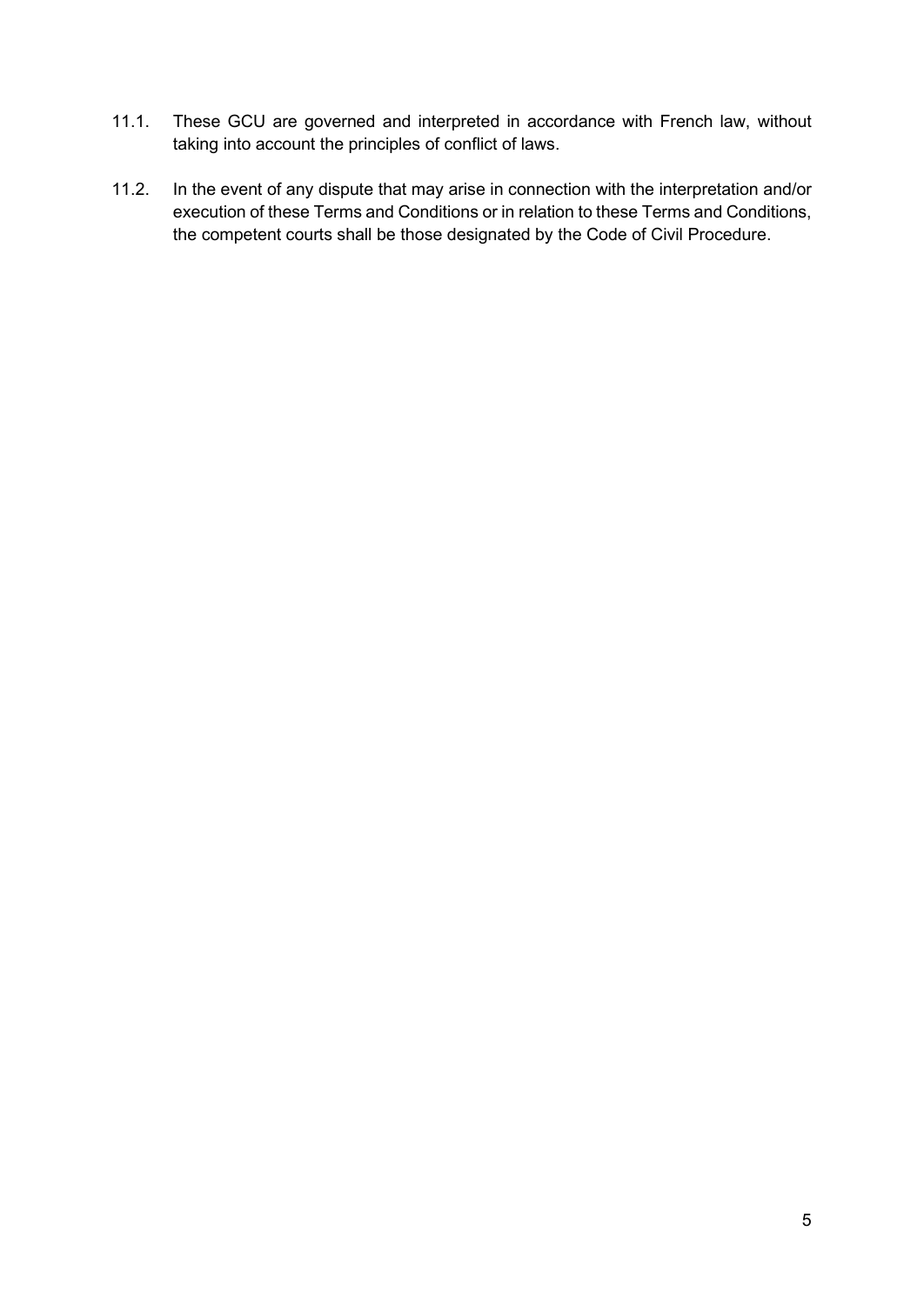11.1. These GCU are governed and interpreted in accordance with French law, without taking into account the principles of conflict of laws.

11.2. In the event of any dispute that may arise in connection with the interpretation and/or execution of these Terms and Conditions or in relation to these Terms and Conditions, the competent courts shall be those designated by the Code of Civil Procedure.